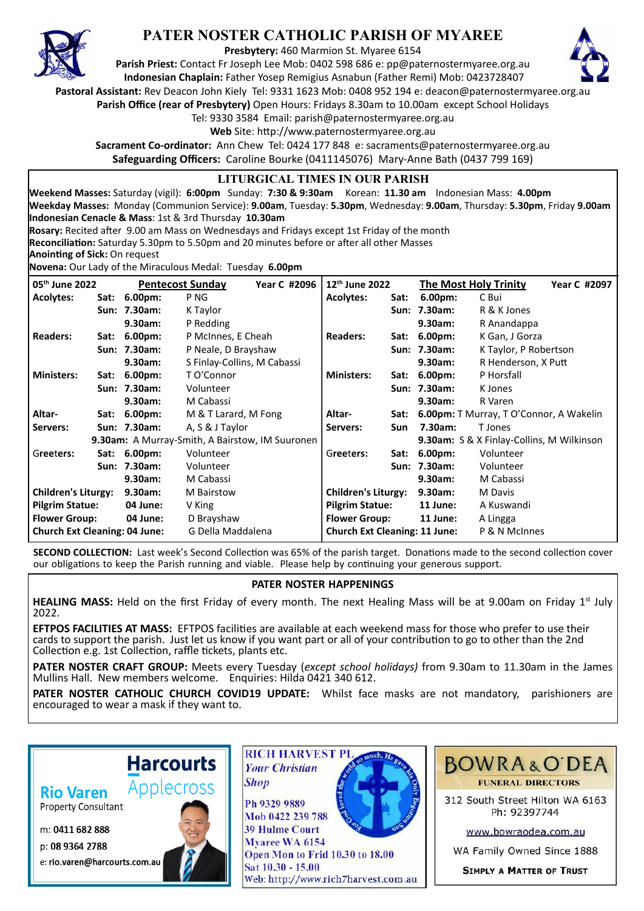# PATER NOSTER CATHOLIC PARISH OF MYAREE

**Presbytery:** 460 Marmion St. Myaree 6154
**Parish Priest:** Contact Fr Joseph Lee Mob: 0402 598 686 e: pp@paternostermyaree.org.au
**Indonesian Chaplain:** Father Yosep Remigius Asnabun (Father Remi) Mob: 0423728407
**Pastoral Assistant:** Rev Deacon John Kiely Tel: 9331 1623 Mob: 0408 952 194 e: deacon@paternostermyaree.org.au
**Parish Office (rear of Presbytery)** Open Hours: Fridays 8.30am to 10.00am except School Holidays
Tel: 9330 3584 Email: parish@paternostermyaree.org.au
**Web** Site: http://www.paternostermyaree.org.au
**Sacrament Co-ordinator:** Ann Chew Tel: 0424 177 848 e: sacraments@paternostermyaree.org.au
**Safeguarding Officers:** Caroline Bourke (0411145076) Mary-Anne Bath (0437 799 169)

## LITURGICAL TIMES IN OUR PARISH

**Weekend Masses:** Saturday (vigil): **6:00pm** Sunday: **7:30 & 9:30am** Korean: **11.30 am** Indonesian Mass: **4.00pm**
**Weekday Masses:** Monday (Communion Service): **9.00am**, Tuesday: **5.30pm**, Wednesday: **9.00am**, Thursday: **5.30pm**, Friday **9.00am**
**Indonesian Cenacle & Mass**: 1st & 3rd Thursday **10.30am**
**Rosary:** Recited after 9.00 am Mass on Wednesdays and Fridays except 1st Friday of the month
**Reconciliation:** Saturday 5.30pm to 5.50pm and 20 minutes before or after all other Masses
**Anointing of Sick:** On request
**Novena:** Our Lady of the Miraculous Medal: Tuesday **6.00pm**

| **05th June 2022** | **Pentecost Sunday** | **Year C #2096** | **12th June 2022** | **The Most Holy Trinity** | **Year C #2097** |
|---|---|---|---|---|---|
| **Acolytes:** | **Sat: 6.00pm:** | P NG | **Acolytes:** | **Sat: 6.00pm:** | C Bui |
| | **Sun: 7.30am:** | K Taylor | | **Sun: 7.30am:** | R & K Jones |
| | **9.30am:** | P Redding | | **9.30am:** | R Anandappa |
| **Readers:** | **Sat: 6.00pm:** | P McInnes, E Cheah | **Readers:** | **Sat: 6.00pm:** | K Gan, J Gorza |
| | **Sun: 7.30am:** | P Neale, D Brayshaw | | **Sun: 7.30am:** | K Taylor, P Robertson |
| | **9.30am:** | S Finlay-Collins, M Cabassi | | **9.30am:** | R Henderson, X Putt |
| **Ministers:** | **Sat: 6.00pm:** | T O'Connor | **Ministers:** | **Sat: 6.00pm:** | P Horsfall |
| | **Sun: 7.30am:** | Volunteer | | **Sun: 7.30am:** | K Jones |
| | **9.30am:** | M Cabassi | | **9.30am:** | R Varen |
| **Altar-** | **Sat: 6.00pm:** | M & T Larard, M Fong | **Altar-** | **Sat: 6.00pm:** | T Murray, T O'Connor, A Wakelin |
| **Servers:** | **Sun: 7.30am:** | A, S & J Taylor | **Servers:** | **Sun 7.30am:** | T Jones |
| | **9.30am:** | A Murray-Smith, A Bairstow, IM Suuronen | | **9.30am:** | S & X Finlay-Collins, M Wilkinson |
| Greeters: | **Sat: 6.00pm:** | Volunteer | Greeters: | **Sat: 6.00pm:** | Volunteer |
| | **Sun: 7.30am:** | Volunteer | | **Sun: 7.30am:** | Volunteer |
| | **9.30am:** | M Cabassi | | **9.30am:** | M Cabassi |
| **Children's Liturgy:** | **9.30am:** | M Bairstow | **Children's Liturgy:** | **9.30am:** | M Davis |
| **Pilgrim Statue:** | **04 June:** | V King | **Pilgrim Statue:** | **11 June:** | A Kuswandi |
| **Flower Group:** | **04 June:** | D Brayshaw | **Flower Group:** | **11 June:** | A Lingga |
| **Church Ext Cleaning:** | **04 June:** | G Della Maddalena | **Church Ext Cleaning:** | **11 June:** | P & N McInnes |

**SECOND COLLECTION:** Last week's Second Collection was 65% of the parish target. Donations made to the second collection cover our obligations to keep the Parish running and viable. Please help by continuing your generous support.

## PATER NOSTER HAPPENINGS

**HEALING MASS:** Held on the first Friday of every month. The next Healing Mass will be at 9.00am on Friday 1st July 2022.

**EFTPOS FACILITIES AT MASS:** EFTPOS facilities are available at each weekend mass for those who prefer to use their cards to support the parish. Just let us know if you want part or all of your contribution to go to other than the 2nd Collection e.g. 1st Collection, raffle tickets, plants etc.

**PATER NOSTER CRAFT GROUP:** Meets every Tuesday (*except school holidays)* from 9.30am to 11.30am in the James Mullins Hall. New members welcome. Enquiries: Hilda 0421 340 612.

**PATER NOSTER CATHOLIC CHURCH COVID19 UPDATE:** Whilst face masks are not mandatory, parishioners are encouraged to wear a mask if they want to.

**Harcourts Applecross**
**Rio Varen**
Property Consultant
m: **0411 682 888**
p: **08 9364 2788**
e: **rio.varen@harcourts.com.au**

**RICH HARVEST PL**
*Your Christian Shop*
Ph 9329 9889
Mob 0422 239 788
39 Hulme Court
Myaree WA 6154
Open Mon to Frid 10.30 to 18.00
Sat 10.30 - 15.00
Web: http://www.rich7harvest.com.au

**BOWRA & O'DEA**
**FUNERAL DIRECTORS**
312 South Street Hilton WA 6163
Ph: 92397744
www.bowraodea.com.au
WA Family Owned Since 1888
**SIMPLY A MATTER OF TRUST**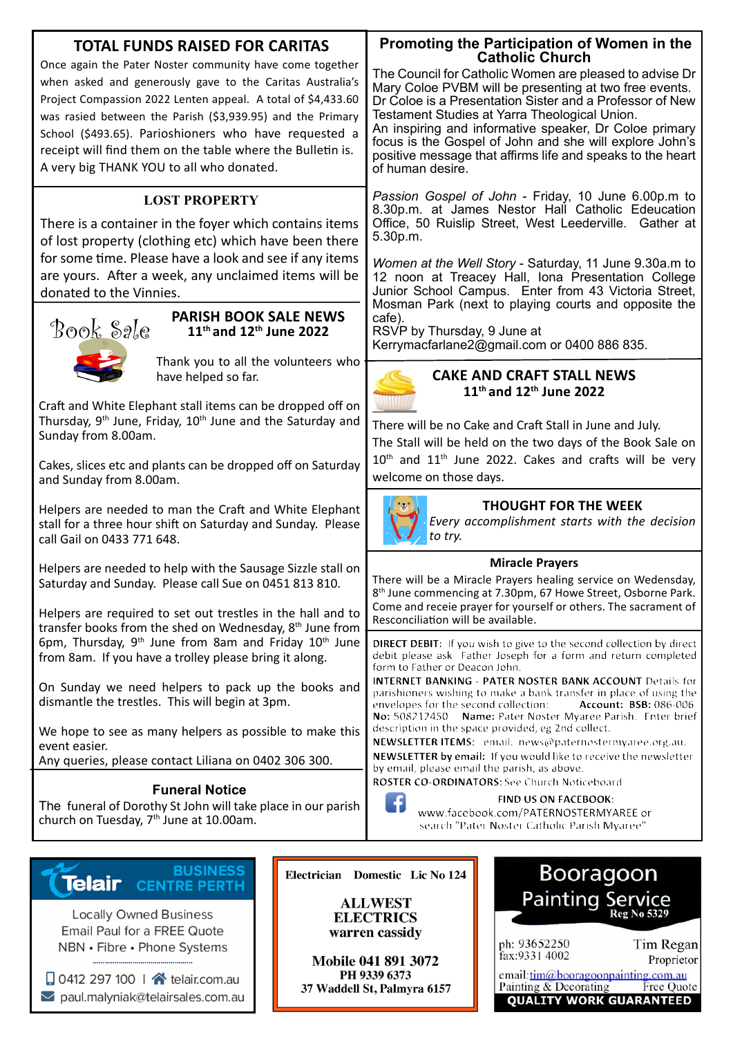## TOTAL FUNDS RAISED FOR CARITAS

Once again the Pater Noster community have come together when asked and generously gave to the Caritas Australia's Project Compassion 2022 Lenten appeal. A total of $4,433.60 was rasied between the Parish ($3,939.95) and the Primary School ($493.65). Parioshioners who have requested a receipt will find them on the table where the Bulletin is. A very big THANK YOU to all who donated.

## LOST PROPERTY

There is a container in the foyer which contains items of lost property (clothing etc) which have been there for some time. Please have a look and see if any items are yours. After a week, any unclaimed items will be donated to the Vinnies.

## PARISH BOOK SALE NEWS

**11th and 12th June 2022**

Book Sale

Thank you to all the volunteers who have helped so far.

Craft and White Elephant stall items can be dropped off on Thursday, 9th June, Friday, 10th June and the Saturday and Sunday from 8.00am.

Cakes, slices etc and plants can be dropped off on Saturday and Sunday from 8.00am.

Helpers are needed to man the Craft and White Elephant stall for a three hour shift on Saturday and Sunday. Please call Gail on 0433 771 648.

Helpers are needed to help with the Sausage Sizzle stall on Saturday and Sunday. Please call Sue on 0451 813 810.

Helpers are required to set out trestles in the hall and to transfer books from the shed on Wednesday, 8th June from 6pm, Thursday, 9th June from 8am and Friday 10th June from 8am. If you have a trolley please bring it along.

On Sunday we need helpers to pack up the books and dismantle the trestles. This will begin at 3pm.

We hope to see as many helpers as possible to make this event easier.
Any queries, please contact Liliana on 0402 306 300.

## Funeral Notice

The funeral of Dorothy St John will take place in our parish church on Tuesday, 7th June at 10.00am.

## Promoting the Participation of Women in the Catholic Church

The Council for Catholic Women are pleased to advise Dr Mary Coloe PVBM will be presenting at two free events. Dr Coloe is a Presentation Sister and a Professor of New Testament Studies at Yarra Theological Union.
An inspiring and informative speaker, Dr Coloe primary focus is the Gospel of John and she will explore John's positive message that affirms life and speaks to the heart of human desire.

*Passion Gospel of John* - Friday, 10 June 6.00p.m. to 8.30p.m. at James Nestor Hall Catholic Edeucation Office, 50 Ruislip Street, West Leederville. Gather at 5.30p.m.

*Women at the Well Story* - Saturday, 11 June 9.30a.m to 12 noon at Treacey Hall, Iona Presentation College Junior School Campus. Enter from 43 Victoria Street, Mosman Park (next to playing courts and opposite the cafe).
RSVP by Thursday, 9 June at
Kerrymacfarlane2@gmail.com or 0400 886 835.

## CAKE AND CRAFT STALL NEWS

**11th and 12th June 2022**

There will be no Cake and Craft Stall in June and July.
The Stall will be held on the two days of the Book Sale on 10th and 11th June 2022. Cakes and crafts will be very welcome on those days.

## THOUGHT FOR THE WEEK

*Every accomplishment starts with the decision to try.*

## Miracle Prayers

There will be a Miracle Prayers healing service on Wedensday, 8th June commencing at 7.30pm, 67 Howe Street, Osborne Park. Come and receie prayer for yourself or others. The sacrament of Resconciliation will be available.

**DIRECT DEBIT:** If you wish to give to the second collection by direct debit please ask Father Joseph for a form and return completed form to Father or Deacon John.

**INTERNET BANKING - PATER NOSTER BANK ACCOUNT** Details for parishioners wishing to make a bank transfer in place of using the envelopes for the second collection: **Account: BSB:** 086-006 **No:** 508212450 **Name:** Pater Noster Myaree Parish. Enter brief description in the space provided, eg 2nd collect.

**NEWSLETTER ITEMS:** email: news@paternostermyaree.org.au.

**NEWSLETTER by email:** If you would like to receive the newsletter by email, please email the parish, as above.

**ROSTER CO-ORDINATORS:** See Church Noticeboard

**FIND US ON FACEBOOK:**
www.facebook.com/PATERNOSTERMYAREE or search "Pater Noster Catholic Parish Myaree"

---

**Telair BUSINESS CENTRE PERTH**

Locally Owned Business
Email Paul for a FREE Quote
NBN • Fibre • Phone Systems

0412 297 100 | telair.com.au
paul.malyniak@telairsales.com.au

---

**Electrician Domestic Lic No 124**

**ALLWEST ELECTRICS**
**warren cassidy**

**Mobile 041 891 3072**
**PH 9339 6373**
**37 Waddell St, Palmyra 6157**

---

**Booragoon Painting Service**
**Reg No 5329**

ph: 93652250
fax:9331 4002

Tim Regan
Proprietor

email: tim@booragoonpainting.com.au
Painting & Decorating — Free Quote

**QUALITY WORK GUARANTEED**